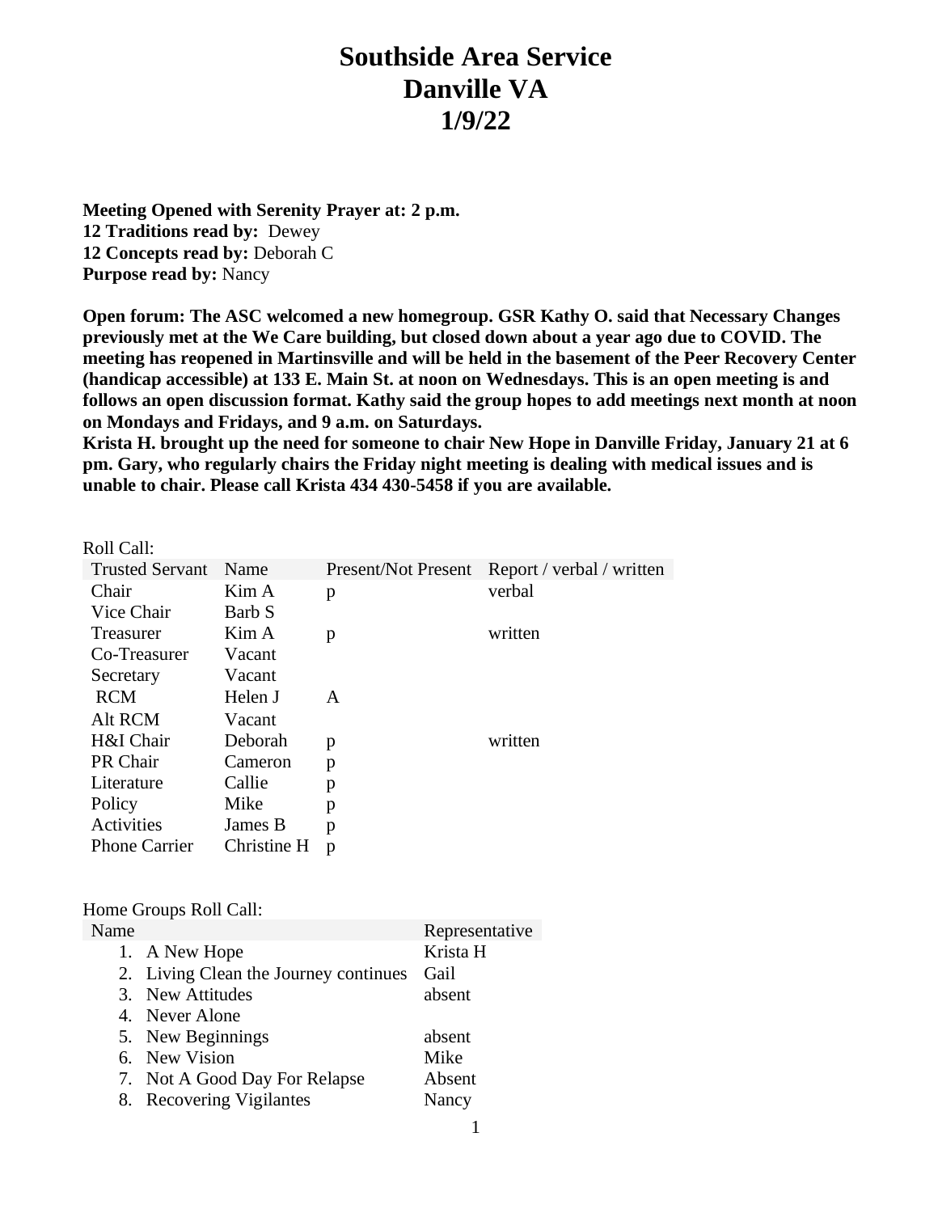# Southside Area Service
# Danville VA
# 1/9/22

**Meeting Opened with Serenity Prayer at: 2 p.m.**
**12 Traditions read by:** Dewey
**12 Concepts read by:** Deborah C
**Purpose read by:** Nancy

**Open forum: The ASC welcomed a new homegroup. GSR Kathy O. said that Necessary Changes previously met at the We Care building, but closed down about a year ago due to COVID. The meeting has reopened in Martinsville and will be held in the basement of the Peer Recovery Center (handicap accessible) at 133 E. Main St. at noon on Wednesdays. This is an open meeting is and follows an open discussion format. Kathy said the group hopes to add meetings next month at noon on Mondays and Fridays, and 9 a.m. on Saturdays.**
**Krista H. brought up the need for someone to chair New Hope in Danville Friday, January 21 at 6 pm. Gary, who regularly chairs the Friday night meeting is dealing with medical issues and is unable to chair. Please call Krista 434 430-5458 if you are available.**

Roll Call:

| Trusted Servant | Name | Present/Not Present | Report / verbal / written |
|---|---|---|---|
| Chair | Kim A | p | verbal |
| Vice Chair | Barb S | | |
| Treasurer | Kim A | p | written |
| Co-Treasurer | Vacant | | |
| Secretary | Vacant | | |
| RCM | Helen J | A | |
| Alt RCM | Vacant | | |
| H&I Chair | Deborah | p | written |
| PR Chair | Cameron | p | |
| Literature | Callie | p | |
| Policy | Mike | p | |
| Activities | James B | p | |
| Phone Carrier | Christine H | p | |

Home Groups Roll Call:

| Name | Representative |
|---|---|
| 1. A New Hope | Krista H |
| 2. Living Clean the Journey continues | Gail |
| 3. New Attitudes | absent |
| 4. Never Alone | |
| 5. New Beginnings | absent |
| 6. New Vision | Mike |
| 7. Not A Good Day For Relapse | Absent |
| 8. Recovering Vigilantes | Nancy |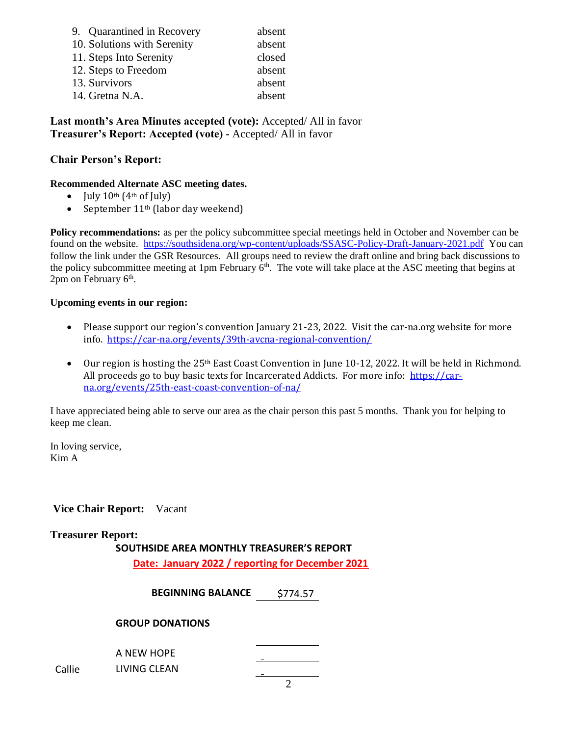9. Quarantined in Recovery absent
10. Solutions with Serenity absent
11. Steps Into Serenity closed
12. Steps to Freedom absent
13. Survivors absent
14. Gretna N.A. absent

**Last month's Area Minutes accepted (vote):** Accepted/ All in favor
**Treasurer's Report: Accepted (vote) -** Accepted/ All in favor

### Chair Person's Report:

**Recommended Alternate ASC meeting dates.**

- July 10th (4th of July)
- September 11th (labor day weekend)

**Policy recommendations:** as per the policy subcommittee special meetings held in October and November can be found on the website. https://southsidena.org/wp-content/uploads/SSASC-Policy-Draft-January-2021.pdf You can follow the link under the GSR Resources. All groups need to review the draft online and bring back discussions to the policy subcommittee meeting at 1pm February 6th. The vote will take place at the ASC meeting that begins at 2pm on February 6th.

**Upcoming events in our region:**

- Please support our region's convention January 21-23, 2022. Visit the car-na.org website for more info. https://car-na.org/events/39th-avcna-regional-convention/
- Our region is hosting the 25th East Coast Convention in June 10-12, 2022. It will be held in Richmond. All proceeds go to buy basic texts for Incarcerated Addicts. For more info: https://car-na.org/events/25th-east-coast-convention-of-na/

I have appreciated being able to serve our area as the chair person this past 5 months. Thank you for helping to keep me clean.

In loving service,
Kim A

**Vice Chair Report:** Vacant

### Treasurer Report:

**SOUTHSIDE AREA MONTHLY TREASURER'S REPORT**

**Date: January 2022 / reporting for December 2021**

**BEGINNING BALANCE** $774.57

**GROUP DONATIONS**

| | | |
|---|---|---|
| | A NEW HOPE | - |
| Callie | LIVING CLEAN | - |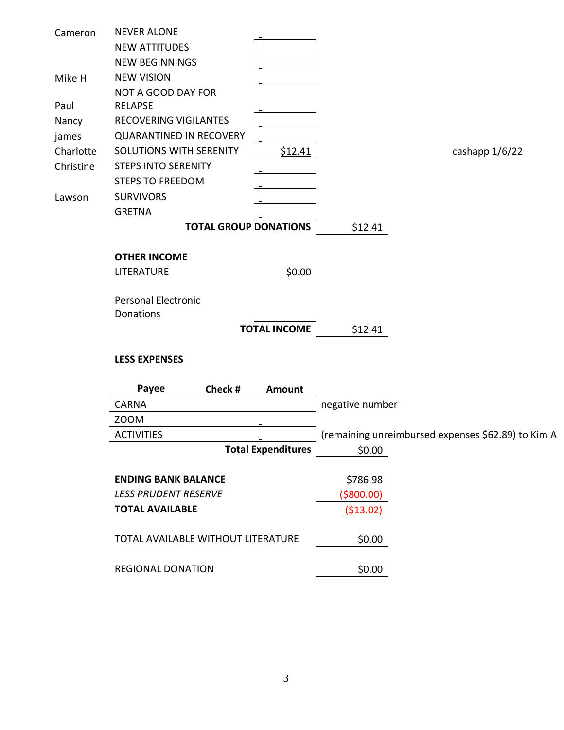| | | | | |
|---|---|---|---|---|
| Cameron | NEVER ALONE | - | | |
| | NEW ATTITUDES | - | | |
| | NEW BEGINNINGS | - | | |
| Mike H | NEW VISION | - | | |
| Paul | NOT A GOOD DAY FOR RELAPSE | - | | |
| Nancy | RECOVERING VIGILANTES | - | | |
| james | QUARANTINED IN RECOVERY | - | | |
| Charlotte | SOLUTIONS WITH SERENITY | $12.41 | | cashapp 1/6/22 |
| Christine | STEPS INTO SERENITY | - | | |
| | STEPS TO FREEDOM | - | | |
| Lawson | SURVIVORS | - | | |
| | GRETNA | - | | |
| | | **TOTAL GROUP DONATIONS** | $12.41 | |

**OTHER INCOME**

| | | |
|---|---|---|
| LITERATURE | $0.00 | |
| Personal Electronic Donations | | |
| **TOTAL INCOME** | | $12.41 |

**LESS EXPENSES**

| Payee | Check # | Amount | | |
|---|---|---|---|---|
| CARNA | | | | negative number |
| ZOOM | | - | | |
| ACTIVITIES | | - | | (remaining unreimbursed expenses $62.89) to Kim A |
| | | **Total Expenditures** | $0.00 | |

| | |
|---|---|
| **ENDING BANK BALANCE** | $786.98 |
| *LESS PRUDENT RESERVE* | ($800.00) |
| **TOTAL AVAILABLE** | ($13.02) |
| TOTAL AVAILABLE WITHOUT LITERATURE | $0.00 |
| REGIONAL DONATION | $0.00 |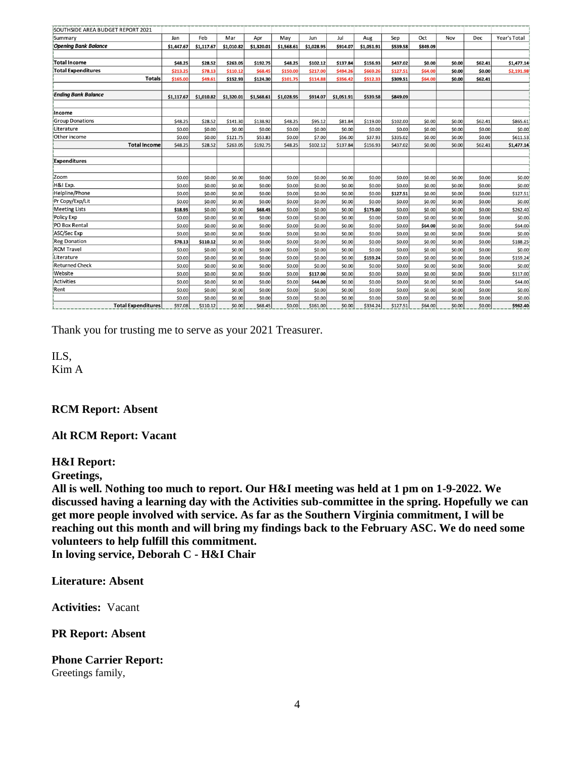| SOUTHSIDE AREA BUDGET REPORT 2021 | | | | | | | | | | | | | |
|---|---|---|---|---|---|---|---|---|---|---|---|---|---|
| Summary | Jan | Feb | Mar | Apr | May | Jun | Jul | Aug | Sep | Oct | Nov | Dec | Year's Total |
| **Opening Bank Balance** | $1,447.67 | $1,117.67 | $1,010.82 | $1,320.01 | $1,568.61 | $1,028.95 | $914.07 | $1,051.91 | $539.58 | $849.09 | | | |
| | | | | | | | | | | | | | |
| **Total Income** | $48.25 | $28.52 | $263.05 | $192.75 | $48.25 | $102.12 | $137.84 | $156.93 | $437.02 | $0.00 | $0.00 | $62.41 | $1,477.14 |
| **Total Expenditures** | $213.25 | $78.13 | $110.12 | $68.45 | $150.00 | $217.00 | $494.26 | $669.26 | $127.51 | $64.00 | $0.00 | $0.00 | $2,191.98 |
| **Totals** | $165.00 | $49.61 | $152.93 | $124.30 | $101.75 | $114.88 | $356.42 | $512.33 | $309.51 | $64.00 | $0.00 | $62.41 | |
| | | | | | | | | | | | | | |
| **Ending Bank Balance** | $1,117.67 | $1,010.82 | $1,320.01 | $1,568.61 | $1,028.95 | $914.07 | $1,051.91 | $539.58 | $849.09 | | | | |
| | | | | | | | | | | | | | |
| **Income** | | | | | | | | | | | | | |
| Group Donations | $48.25 | $28.52 | $141.30 | $138.92 | $48.25 | $95.12 | $81.84 | $119.00 | $102.00 | $0.00 | $0.00 | $62.41 | $865.61 |
| Literature | $0.00 | $0.00 | $0.00 | $0.00 | $0.00 | $0.00 | $0.00 | $0.00 | $0.00 | $0.00 | $0.00 | $0.00 | $0.00 |
| Other income | $0.00 | $0.00 | $121.75 | $53.83 | $0.00 | $7.00 | $56.00 | $37.93 | $335.02 | $0.00 | $0.00 | $0.00 | $611.53 |
| **Total Income** | $48.25 | $28.52 | $263.05 | $192.75 | $48.25 | $102.12 | $137.84 | $156.93 | $437.02 | $0.00 | $0.00 | $62.41 | $1,477.14 |
| | | | | | | | | | | | | | |
| **Expenditures** | | | | | | | | | | | | | |
| | | | | | | | | | | | | | |
| Zoom | $0.00 | $0.00 | $0.00 | $0.00 | $0.00 | $0.00 | $0.00 | $0.00 | $0.00 | $0.00 | $0.00 | $0.00 | $0.00 |
| H&I Exp. | $0.00 | $0.00 | $0.00 | $0.00 | $0.00 | $0.00 | $0.00 | $0.00 | $0.00 | $0.00 | $0.00 | $0.00 | $0.00 |
| Helpline/Phone | $0.00 | $0.00 | $0.00 | $0.00 | $0.00 | $0.00 | $0.00 | $0.00 | $127.51 | $0.00 | $0.00 | $0.00 | $127.51 |
| Pr Copy/Exp/Lit | $0.00 | $0.00 | $0.00 | $0.00 | $0.00 | $0.00 | $0.00 | $0.00 | $0.00 | $0.00 | $0.00 | $0.00 | $0.00 |
| Meeting Lists | $18.95 | $0.00 | $0.00 | $68.45 | $0.00 | $0.00 | $0.00 | $175.00 | $0.00 | $0.00 | $0.00 | $0.00 | $262.40 |
| Policy Exp | $0.00 | $0.00 | $0.00 | $0.00 | $0.00 | $0.00 | $0.00 | $0.00 | $0.00 | $0.00 | $0.00 | $0.00 | $0.00 |
| PO Box Rental | $0.00 | $0.00 | $0.00 | $0.00 | $0.00 | $0.00 | $0.00 | $0.00 | $0.00 | $64.00 | $0.00 | $0.00 | $64.00 |
| ASC/Sec Exp | $0.00 | $0.00 | $0.00 | $0.00 | $0.00 | $0.00 | $0.00 | $0.00 | $0.00 | $0.00 | $0.00 | $0.00 | $0.00 |
| Reg Donation | $78.13 | $110.12 | $0.00 | $0.00 | $0.00 | $0.00 | $0.00 | $0.00 | $0.00 | $0.00 | $0.00 | $0.00 | $188.25 |
| RCM Travel | $0.00 | $0.00 | $0.00 | $0.00 | $0.00 | $0.00 | $0.00 | $0.00 | $0.00 | $0.00 | $0.00 | $0.00 | $0.00 |
| Literature | $0.00 | $0.00 | $0.00 | $0.00 | $0.00 | $0.00 | $0.00 | $159.24 | $0.00 | $0.00 | $0.00 | $0.00 | $159.24 |
| Returned Check | $0.00 | $0.00 | $0.00 | $0.00 | $0.00 | $0.00 | $0.00 | $0.00 | $0.00 | $0.00 | $0.00 | $0.00 | $0.00 |
| Website | $0.00 | $0.00 | $0.00 | $0.00 | $0.00 | $117.00 | $0.00 | $0.00 | $0.00 | $0.00 | $0.00 | $0.00 | $117.00 |
| Activities | $0.00 | $0.00 | $0.00 | $0.00 | $0.00 | $44.00 | $0.00 | $0.00 | $0.00 | $0.00 | $0.00 | $0.00 | $44.00 |
| Rent | $0.00 | $0.00 | $0.00 | $0.00 | $0.00 | $0.00 | $0.00 | $0.00 | $0.00 | $0.00 | $0.00 | $0.00 | $0.00 |
| | $0.00 | $0.00 | $0.00 | $0.00 | $0.00 | $0.00 | $0.00 | $0.00 | $0.00 | $0.00 | $0.00 | $0.00 | $0.00 |
| **Total Expenditures** | $97.08 | $110.12 | $0.00 | $68.45 | $0.00 | $161.00 | $0.00 | $334.24 | $127.51 | $64.00 | $0.00 | $0.00 | $962.40 |

Thank you for trusting me to serve as your 2021 Treasurer.

ILS,
Kim A

**RCM Report: Absent**

**Alt RCM Report: Vacant**

**H&I Report:**

**Greetings,**

**All is well. Nothing too much to report. Our H&I meeting was held at 1 pm on 1-9-2022. We discussed having a learning day with the Activities sub-committee in the spring. Hopefully we can get more people involved with service. As far as the Southern Virginia commitment, I will be reaching out this month and will bring my findings back to the February ASC. We do need some volunteers to help fulfill this commitment.**

**In loving service, Deborah C - H&I Chair**

**Literature: Absent**

**Activities:** Vacant

**PR Report: Absent**

**Phone Carrier Report:**

Greetings family,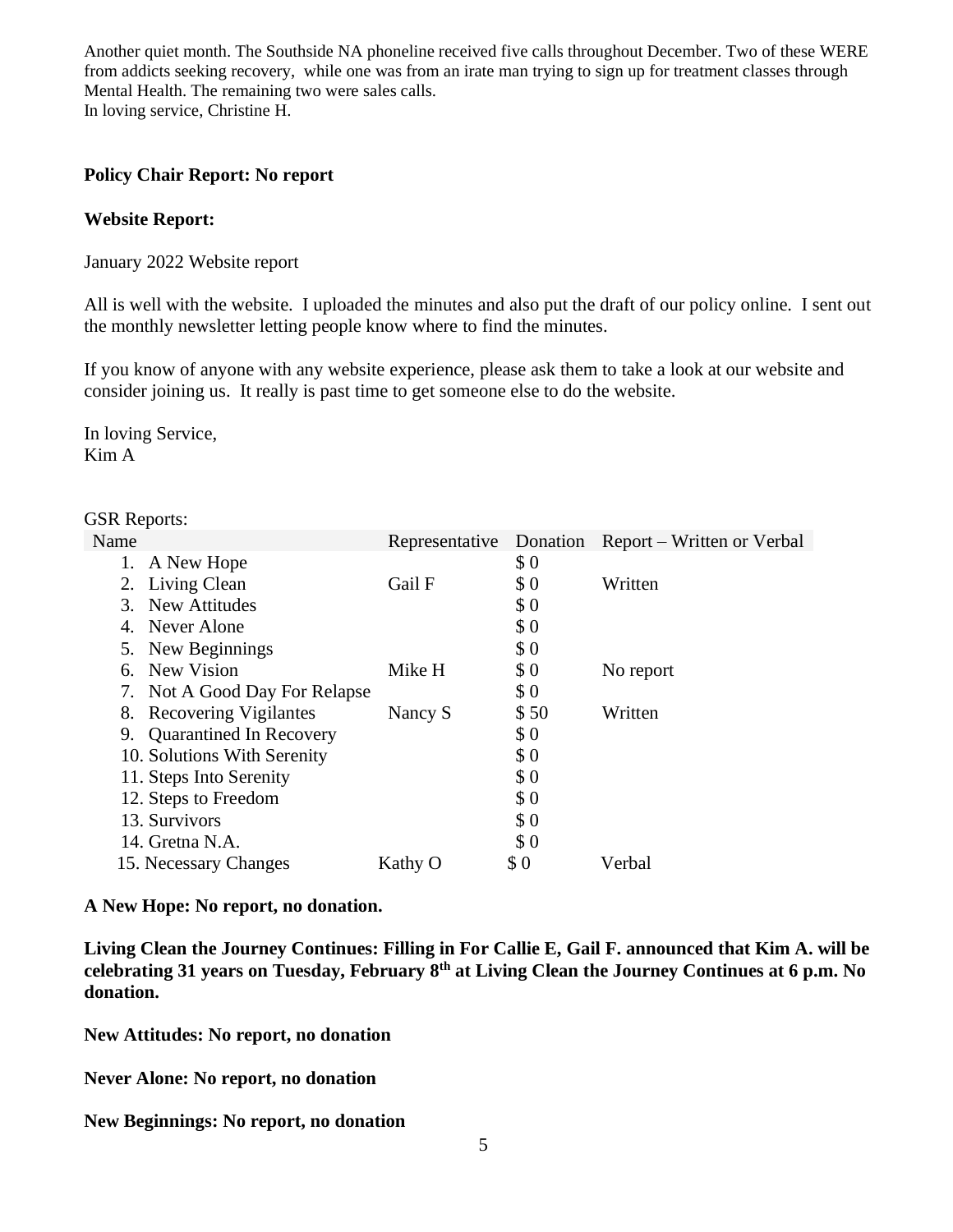Another quiet month. The Southside NA phoneline received five calls throughout December. Two of these WERE from addicts seeking recovery, while one was from an irate man trying to sign up for treatment classes through Mental Health. The remaining two were sales calls.
In loving service, Christine H.

**Policy Chair Report: No report**

**Website Report:**

January 2022 Website report

All is well with the website. I uploaded the minutes and also put the draft of our policy online. I sent out the monthly newsletter letting people know where to find the minutes.

If you know of anyone with any website experience, please ask them to take a look at our website and consider joining us. It really is past time to get someone else to do the website.

In loving Service,
Kim A

GSR Reports:

| Name | Representative | Donation | Report – Written or Verbal |
|---|---|---|---|
| 1. A New Hope | | $ 0 | |
| 2. Living Clean | Gail F | $ 0 | Written |
| 3. New Attitudes | | $ 0 | |
| 4. Never Alone | | $ 0 | |
| 5. New Beginnings | | $ 0 | |
| 6. New Vision | Mike H | $ 0 | No report |
| 7. Not A Good Day For Relapse | | $ 0 | |
| 8. Recovering Vigilantes | Nancy S | $ 50 | Written |
| 9. Quarantined In Recovery | | $ 0 | |
| 10. Solutions With Serenity | | $ 0 | |
| 11. Steps Into Serenity | | $ 0 | |
| 12. Steps to Freedom | | $ 0 | |
| 13. Survivors | | $ 0 | |
| 14. Gretna N.A. | | $ 0 | |
| 15. Necessary Changes | Kathy O | $ 0 | Verbal |

**A New Hope: No report, no donation.**

**Living Clean the Journey Continues: Filling in For Callie E, Gail F. announced that Kim A. will be celebrating 31 years on Tuesday, February 8th at Living Clean the Journey Continues at 6 p.m. No donation.**

**New Attitudes: No report, no donation**

**Never Alone: No report, no donation**

**New Beginnings: No report, no donation**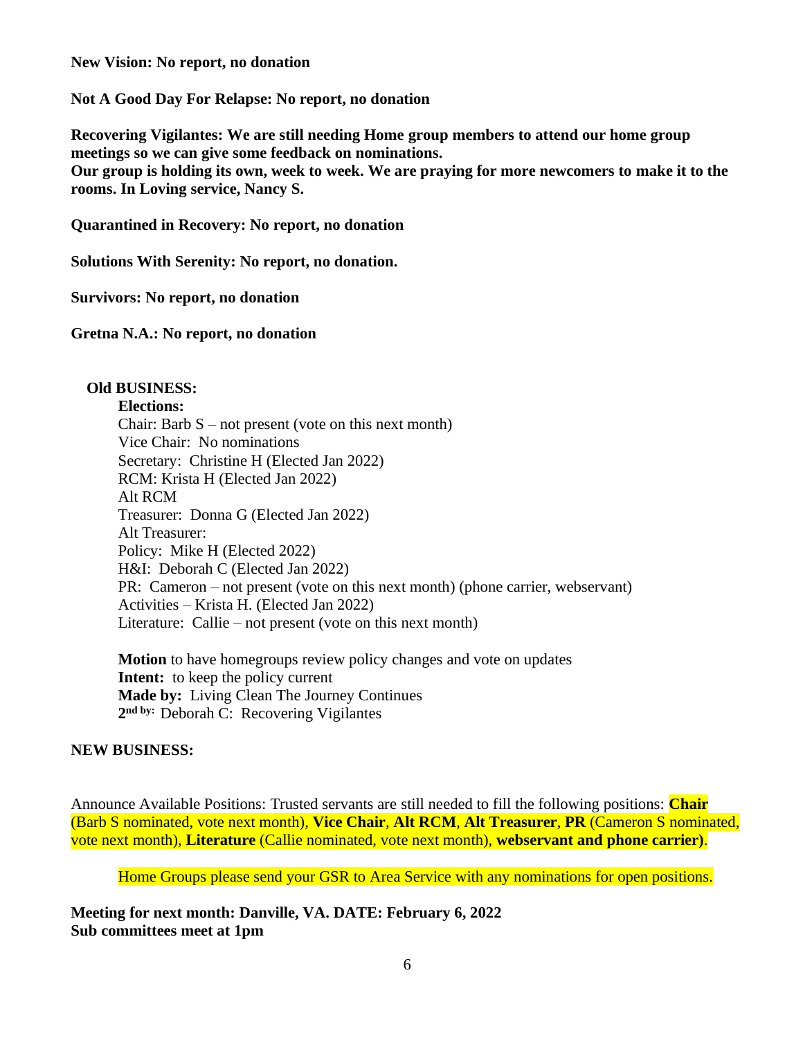**New Vision: No report, no donation**

**Not A Good Day For Relapse: No report, no donation**

**Recovering Vigilantes: We are still needing Home group members to attend our home group meetings so we can give some feedback on nominations.**
**Our group is holding its own, week to week. We are praying for more newcomers to make it to the rooms. In Loving service, Nancy S.**

**Quarantined in Recovery: No report, no donation**

**Solutions With Serenity: No report, no donation.**

**Survivors: No report, no donation**

**Gretna N.A.: No report, no donation**

**Old BUSINESS:**

**Elections:**

Chair: Barb S – not present (vote on this next month)
Vice Chair: No nominations
Secretary: Christine H (Elected Jan 2022)
RCM: Krista H (Elected Jan 2022)
Alt RCM
Treasurer: Donna G (Elected Jan 2022)
Alt Treasurer:
Policy: Mike H (Elected 2022)
H&I: Deborah C (Elected Jan 2022)
PR: Cameron – not present (vote on this next month) (phone carrier, webservant)
Activities – Krista H. (Elected Jan 2022)
Literature: Callie – not present (vote on this next month)

**Motion** to have homegroups review policy changes and vote on updates
**Intent:** to keep the policy current
**Made by:** Living Clean The Journey Continues
**2nd by:** Deborah C: Recovering Vigilantes

**NEW BUSINESS:**

Announce Available Positions: Trusted servants are still needed to fill the following positions: **Chair** (Barb S nominated, vote next month), **Vice Chair**, **Alt RCM**, **Alt Treasurer**, **PR** (Cameron S nominated, vote next month), **Literature** (Callie nominated, vote next month), **webservant and phone carrier)**.

Home Groups please send your GSR to Area Service with any nominations for open positions.

**Meeting for next month: Danville, VA. DATE: February 6, 2022**
**Sub committees meet at 1pm**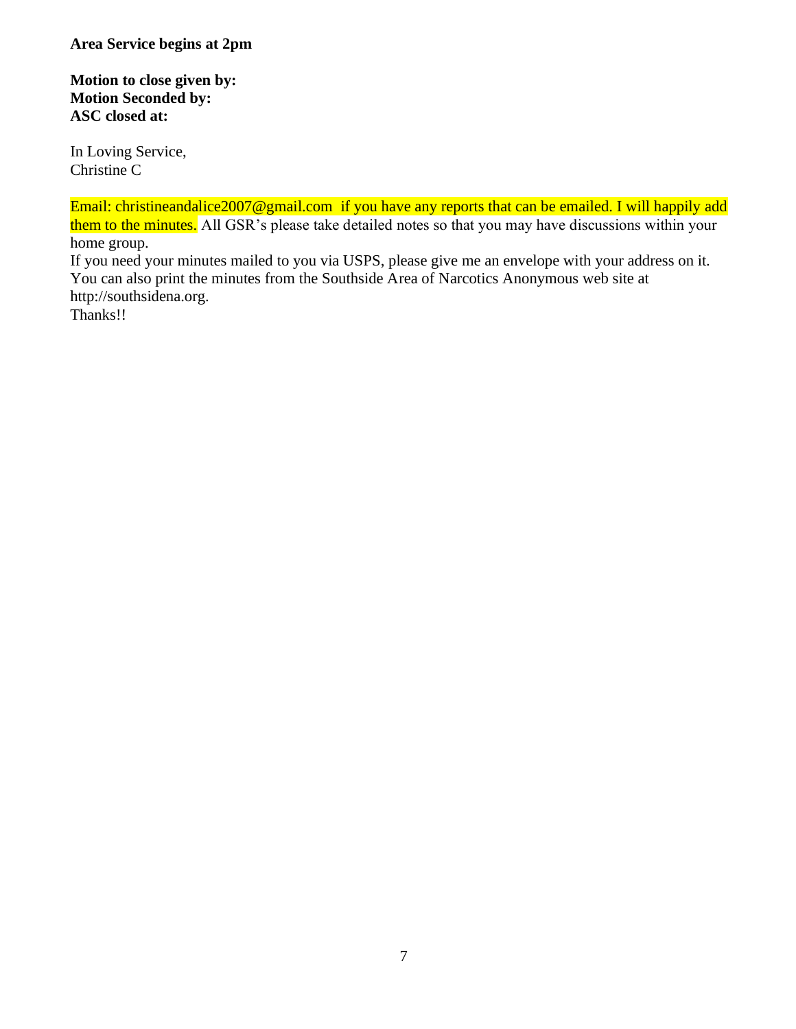**Area Service begins at 2pm**

**Motion to close given by:**
**Motion Seconded by:**
**ASC closed at:**

In Loving Service,
Christine C

Email: christineandalice2007@gmail.com if you have any reports that can be emailed. I will happily add them to the minutes. All GSR's please take detailed notes so that you may have discussions within your home group.
If you need your minutes mailed to you via USPS, please give me an envelope with your address on it. You can also print the minutes from the Southside Area of Narcotics Anonymous web site at http://southsidena.org.
Thanks!!